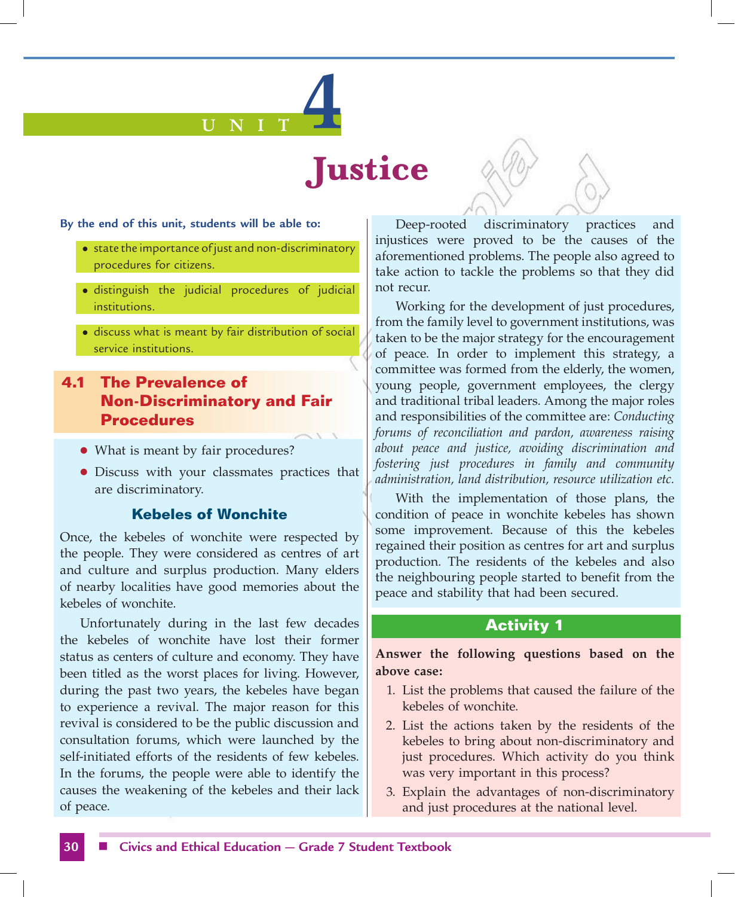# UNIT 4

# Justice

**By the end of this unit, students will be able to:**

- state the importance of just and non-discriminatory procedures for citizens.
- distinguish the judicial procedures of judicial institutions.
- discuss what is meant by fair distribution of social service institutions.

## 4.1 The Prevalence of Non-Discriminatory and Fair Procedures

- What is meant by fair procedures?
- Discuss with your classmates practices that are discriminatory.

### Kebeles of Wonchite

Once, the kebeles of wonchite were respected by the people. They were considered as centres of art and culture and surplus production. Many elders of nearby localities have good memories about the kebeles of wonchite.

Unfortunately during in the last few decades the kebeles of wonchite have lost their former status as centers of culture and economy. They have been titled as the worst places for living. However, during the past two years, the kebeles have began to experience a revival. The major reason for this revival is considered to be the public discussion and consultation forums, which were launched by the self-initiated efforts of the residents of few kebeles. In the forums, the people were able to identify the causes the weakening of the kebeles and their lack of peace.

Deep-rooted discriminatory practices and injustices were proved to be the causes of the aforementioned problems. The people also agreed to take action to tackle the problems so that they did not recur.

Working for the development of just procedures, from the family level to government institutions, was taken to be the major strategy for the encouragement of peace. In order to implement this strategy, a committee was formed from the elderly, the women, young people, government employees, the clergy and traditional tribal leaders. Among the major roles and responsibilities of the committee are: *Conducting forums of reconciliation and pardon, awareness raising about peace and justice, avoiding discrimination and fostering just procedures in family and community administration, land distribution, resource utilization etc.*

With the implementation of those plans, the condition of peace in wonchite kebeles has shown some improvement. Because of this the kebeles regained their position as centres for art and surplus production. The residents of the kebeles and also the neighbouring people started to benefit from the peace and stability that had been secured.

### Activity 1

**Answer the following questions based on the above case:**

1. List the problems that caused the failure of the kebeles of wonchite.
2. List the actions taken by the residents of the kebeles to bring about non-discriminatory and just procedures. Which activity do you think was very important in this process?
3. Explain the advantages of non-discriminatory and just procedures at the national level.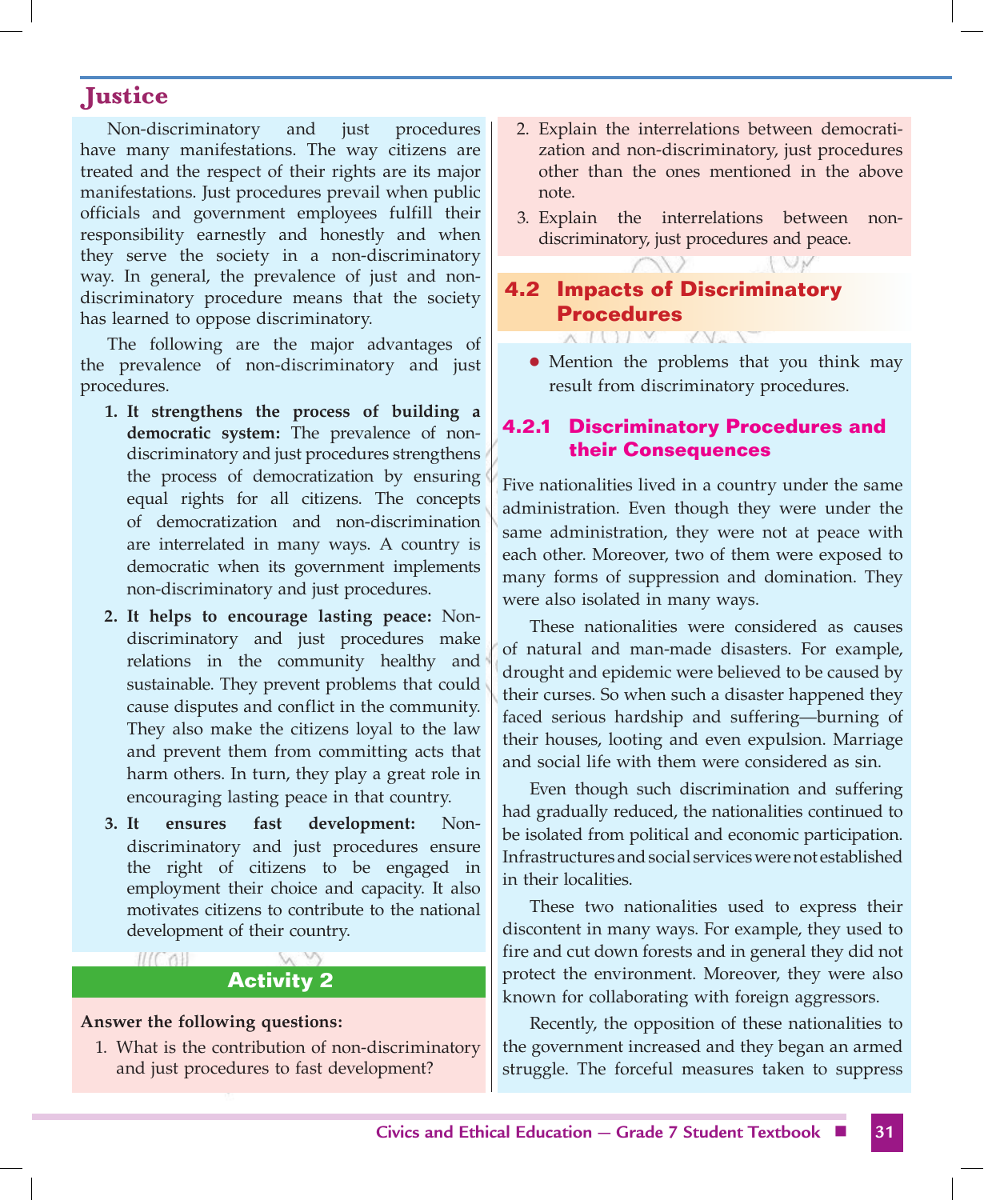## Justice

Non-discriminatory and just procedures have many manifestations. The way citizens are treated and the respect of their rights are its major manifestations. Just procedures prevail when public officials and government employees fulfill their responsibility earnestly and honestly and when they serve the society in a non-discriminatory way. In general, the prevalence of just and non-discriminatory procedure means that the society has learned to oppose discriminatory.

The following are the major advantages of the prevalence of non-discriminatory and just procedures.

1. **It strengthens the process of building a democratic system:** The prevalence of non-discriminatory and just procedures strengthens the process of democratization by ensuring equal rights for all citizens. The concepts of democratization and non-discrimination are interrelated in many ways. A country is democratic when its government implements non-discriminatory and just procedures.
2. **It helps to encourage lasting peace:** Non-discriminatory and just procedures make relations in the community healthy and sustainable. They prevent problems that could cause disputes and conflict in the community. They also make the citizens loyal to the law and prevent them from committing acts that harm others. In turn, they play a great role in encouraging lasting peace in that country.
3. **It ensures fast development:** Non-discriminatory and just procedures ensure the right of citizens to be engaged in employment their choice and capacity. It also motivates citizens to contribute to the national development of their country.

### Activity 2

**Answer the following questions:**

1. What is the contribution of non-discriminatory and just procedures to fast development?
2. Explain the interrelations between democratization and non-discriminatory, just procedures other than the ones mentioned in the above note.
3. Explain the interrelations between non-discriminatory, just procedures and peace.

## 4.2 Impacts of Discriminatory Procedures

- Mention the problems that you think may result from discriminatory procedures.

### 4.2.1 Discriminatory Procedures and their Consequences

Five nationalities lived in a country under the same administration. Even though they were under the same administration, they were not at peace with each other. Moreover, two of them were exposed to many forms of suppression and domination. They were also isolated in many ways.

These nationalities were considered as causes of natural and man-made disasters. For example, drought and epidemic were believed to be caused by their curses. So when such a disaster happened they faced serious hardship and suffering—burning of their houses, looting and even expulsion. Marriage and social life with them were considered as sin.

Even though such discrimination and suffering had gradually reduced, the nationalities continued to be isolated from political and economic participation. Infrastructures and social services were not established in their localities.

These two nationalities used to express their discontent in many ways. For example, they used to fire and cut down forests and in general they did not protect the environment. Moreover, they were also known for collaborating with foreign aggressors.

Recently, the opposition of these nationalities to the government increased and they began an armed struggle. The forceful measures taken to suppress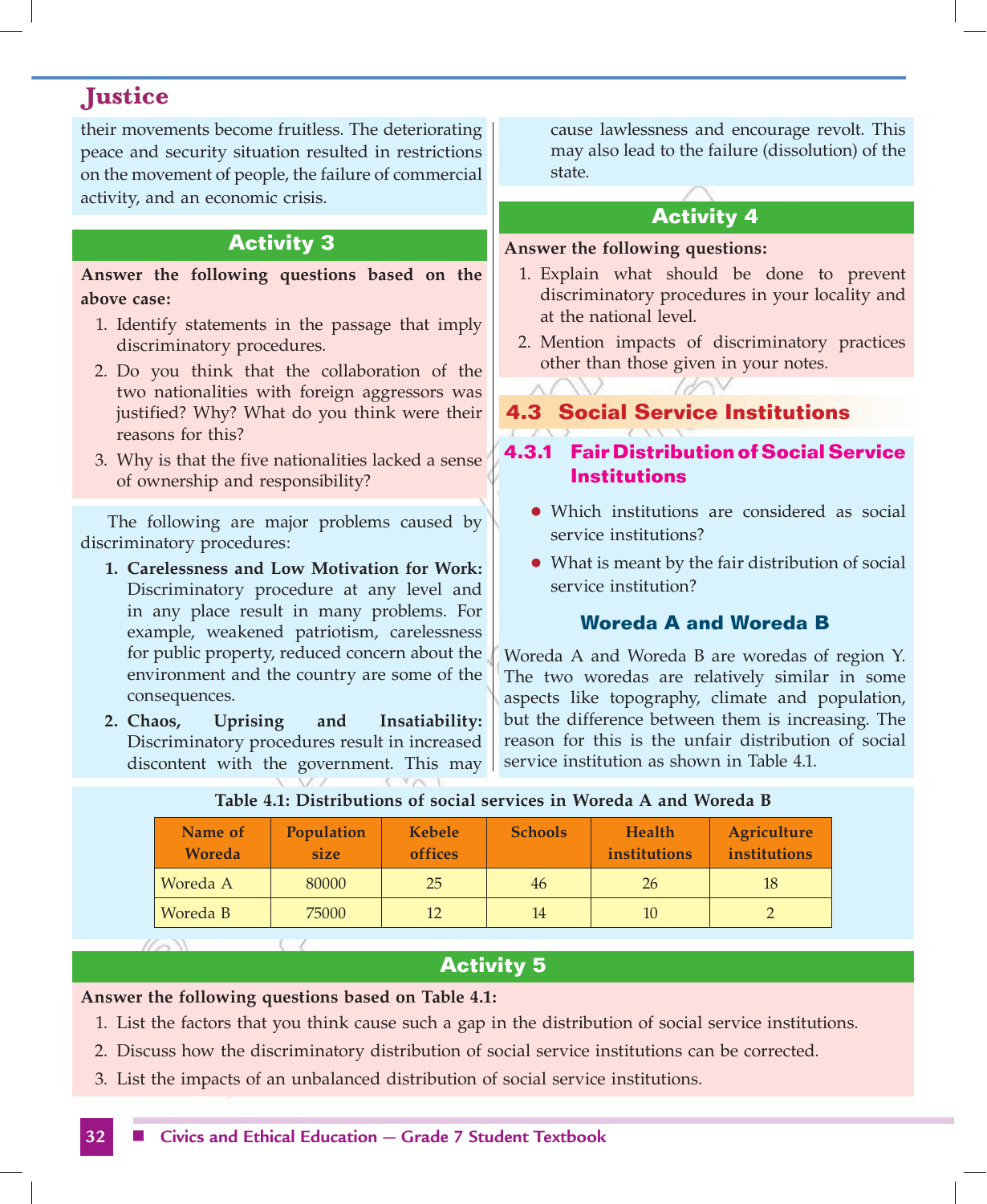their movements become fruitless. The deteriorating peace and security situation resulted in restrictions on the movement of people, the failure of commercial activity, and an economic crisis.

### Activity 3

**Answer the following questions based on the above case:**

1. Identify statements in the passage that imply discriminatory procedures.
2. Do you think that the collaboration of the two nationalities with foreign aggressors was justified? Why? What do you think were their reasons for this?
3. Why is that the five nationalities lacked a sense of ownership and responsibility?

The following are major problems caused by discriminatory procedures:

1. **Carelessness and Low Motivation for Work:** Discriminatory procedure at any level and in any place result in many problems. For example, weakened patriotism, carelessness for public property, reduced concern about the environment and the country are some of the consequences.
2. **Chaos, Uprising and Insatiability:** Discriminatory procedures result in increased discontent with the government. This may cause lawlessness and encourage revolt. This may also lead to the failure (dissolution) of the state.

### Activity 4

**Answer the following questions:**

1. Explain what should be done to prevent discriminatory procedures in your locality and at the national level.
2. Mention impacts of discriminatory practices other than those given in your notes.

## 4.3 Social Service Institutions

### 4.3.1 Fair Distribution of Social Service Institutions

- Which institutions are considered as social service institutions?
- What is meant by the fair distribution of social service institution?

#### Woreda A and Woreda B

Woreda A and Woreda B are woredas of region Y. The two woredas are relatively similar in some aspects like topography, climate and population, but the difference between them is increasing. The reason for this is the unfair distribution of social service institution as shown in Table 4.1.

**Table 4.1: Distributions of social services in Woreda A and Woreda B**

| Name of Woreda | Population size | Kebele offices | Schools | Health institutions | Agriculture institutions |
|---|---|---|---|---|---|
| Woreda A | 80000 | 25 | 46 | 26 | 18 |
| Woreda B | 75000 | 12 | 14 | 10 | 2 |

### Activity 5

**Answer the following questions based on Table 4.1:**

1. List the factors that you think cause such a gap in the distribution of social service institutions.
2. Discuss how the discriminatory distribution of social service institutions can be corrected.
3. List the impacts of an unbalanced distribution of social service institutions.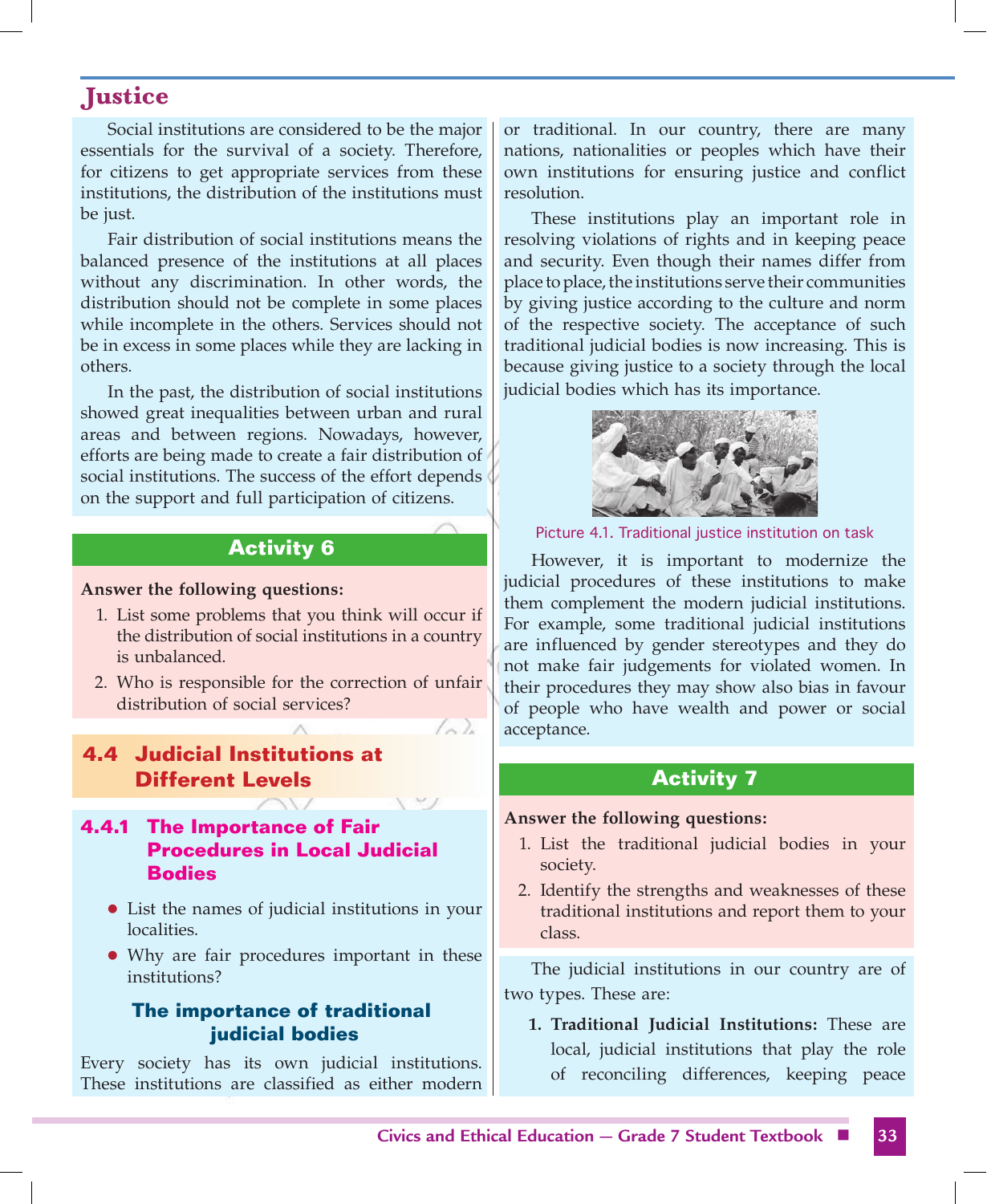# Justice

Social institutions are considered to be the major essentials for the survival of a society. Therefore, for citizens to get appropriate services from these institutions, the distribution of the institutions must be just.

Fair distribution of social institutions means the balanced presence of the institutions at all places without any discrimination. In other words, the distribution should not be complete in some places while incomplete in the others. Services should not be in excess in some places while they are lacking in others.

In the past, the distribution of social institutions showed great inequalities between urban and rural areas and between regions. Nowadays, however, efforts are being made to create a fair distribution of social institutions. The success of the effort depends on the support and full participation of citizens.

## Activity 6

**Answer the following questions:**

1. List some problems that you think will occur if the distribution of social institutions in a country is unbalanced.
2. Who is responsible for the correction of unfair distribution of social services?

## 4.4 Judicial Institutions at Different Levels

### 4.4.1 The Importance of Fair Procedures in Local Judicial Bodies

- List the names of judicial institutions in your localities.
- Why are fair procedures important in these institutions?

#### The importance of traditional judicial bodies

Every society has its own judicial institutions. These institutions are classified as either modern or traditional. In our country, there are many nations, nationalities or peoples which have their own institutions for ensuring justice and conflict resolution.

These institutions play an important role in resolving violations of rights and in keeping peace and security. Even though their names differ from place to place, the institutions serve their communities by giving justice according to the culture and norm of the respective society. The acceptance of such traditional judicial bodies is now increasing. This is because giving justice to a society through the local judicial bodies which has its importance.

Picture 4.1. Traditional justice institution on task

However, it is important to modernize the judicial procedures of these institutions to make them complement the modern judicial institutions. For example, some traditional judicial institutions are influenced by gender stereotypes and they do not make fair judgements for violated women. In their procedures they may show also bias in favour of people who have wealth and power or social acceptance.

## Activity 7

**Answer the following questions:**

1. List the traditional judicial bodies in your society.
2. Identify the strengths and weaknesses of these traditional institutions and report them to your class.

The judicial institutions in our country are of two types. These are:

1. **Traditional Judicial Institutions:** These are local, judicial institutions that play the role of reconciling differences, keeping peace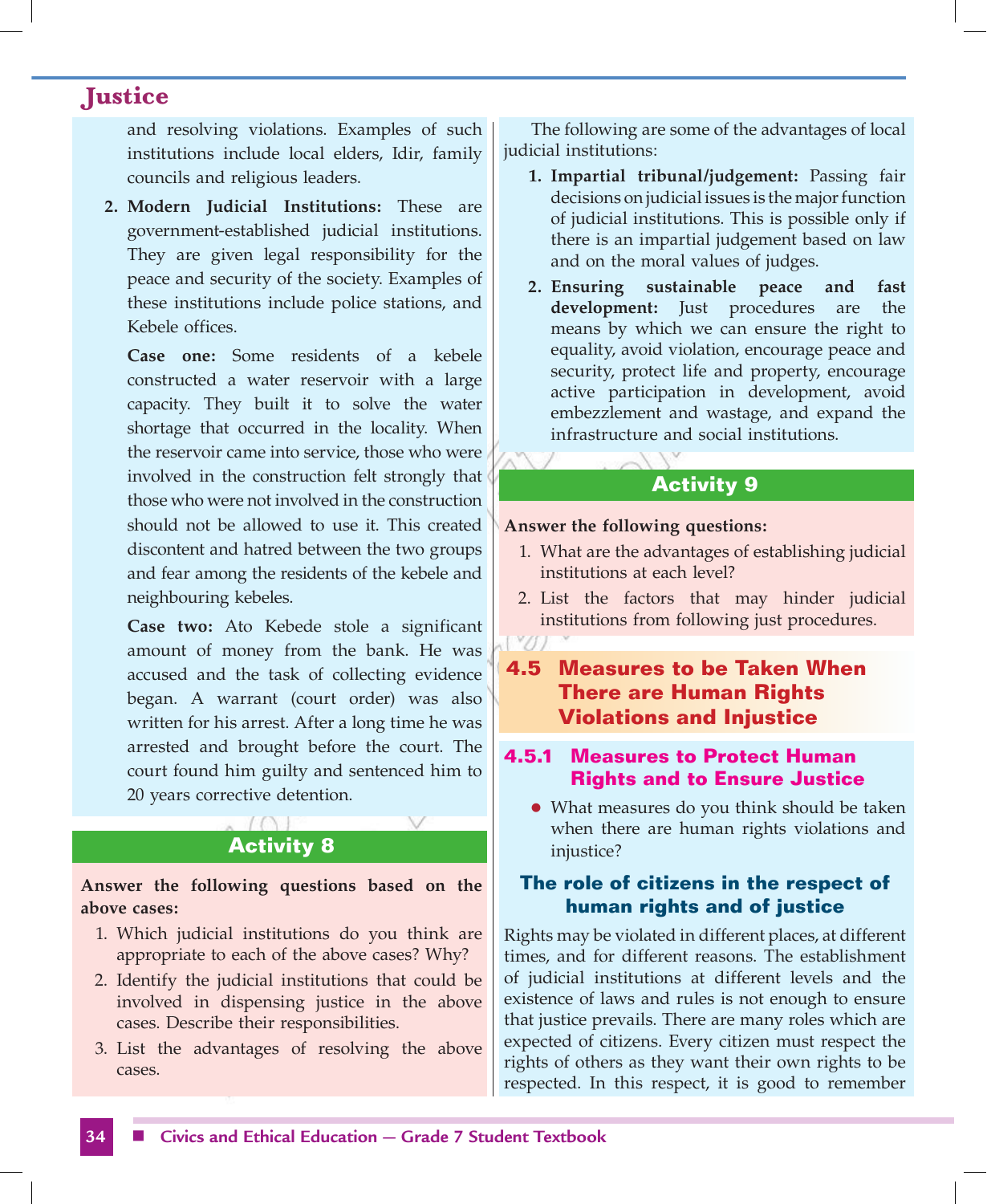and resolving violations. Examples of such institutions include local elders, Idir, family councils and religious leaders.

2. **Modern Judicial Institutions:** These are government-established judicial institutions. They are given legal responsibility for the peace and security of the society. Examples of these institutions include police stations, and Kebele offices.

   **Case one:** Some residents of a kebele constructed a water reservoir with a large capacity. They built it to solve the water shortage that occurred in the locality. When the reservoir came into service, those who were involved in the construction felt strongly that those who were not involved in the construction should not be allowed to use it. This created discontent and hatred between the two groups and fear among the residents of the kebele and neighbouring kebeles.

   **Case two:** Ato Kebede stole a significant amount of money from the bank. He was accused and the task of collecting evidence began. A warrant (court order) was also written for his arrest. After a long time he was arrested and brought before the court. The court found him guilty and sentenced him to 20 years corrective detention.

## Activity 8

**Answer the following questions based on the above cases:**

1. Which judicial institutions do you think are appropriate to each of the above cases? Why?
2. Identify the judicial institutions that could be involved in dispensing justice in the above cases. Describe their responsibilities.
3. List the advantages of resolving the above cases.

The following are some of the advantages of local judicial institutions:

1. **Impartial tribunal/judgement:** Passing fair decisions on judicial issues is the major function of judicial institutions. This is possible only if there is an impartial judgement based on law and on the moral values of judges.
2. **Ensuring sustainable peace and fast development:** Just procedures are the means by which we can ensure the right to equality, avoid violation, encourage peace and security, protect life and property, encourage active participation in development, avoid embezzlement and wastage, and expand the infrastructure and social institutions.

## Activity 9

**Answer the following questions:**

1. What are the advantages of establishing judicial institutions at each level?
2. List the factors that may hinder judicial institutions from following just procedures.

## 4.5 Measures to be Taken When There are Human Rights Violations and Injustice

### 4.5.1 Measures to Protect Human Rights and to Ensure Justice

- What measures do you think should be taken when there are human rights violations and injustice?

#### The role of citizens in the respect of human rights and of justice

Rights may be violated in different places, at different times, and for different reasons. The establishment of judicial institutions at different levels and the existence of laws and rules is not enough to ensure that justice prevails. There are many roles which are expected of citizens. Every citizen must respect the rights of others as they want their own rights to be respected. In this respect, it is good to remember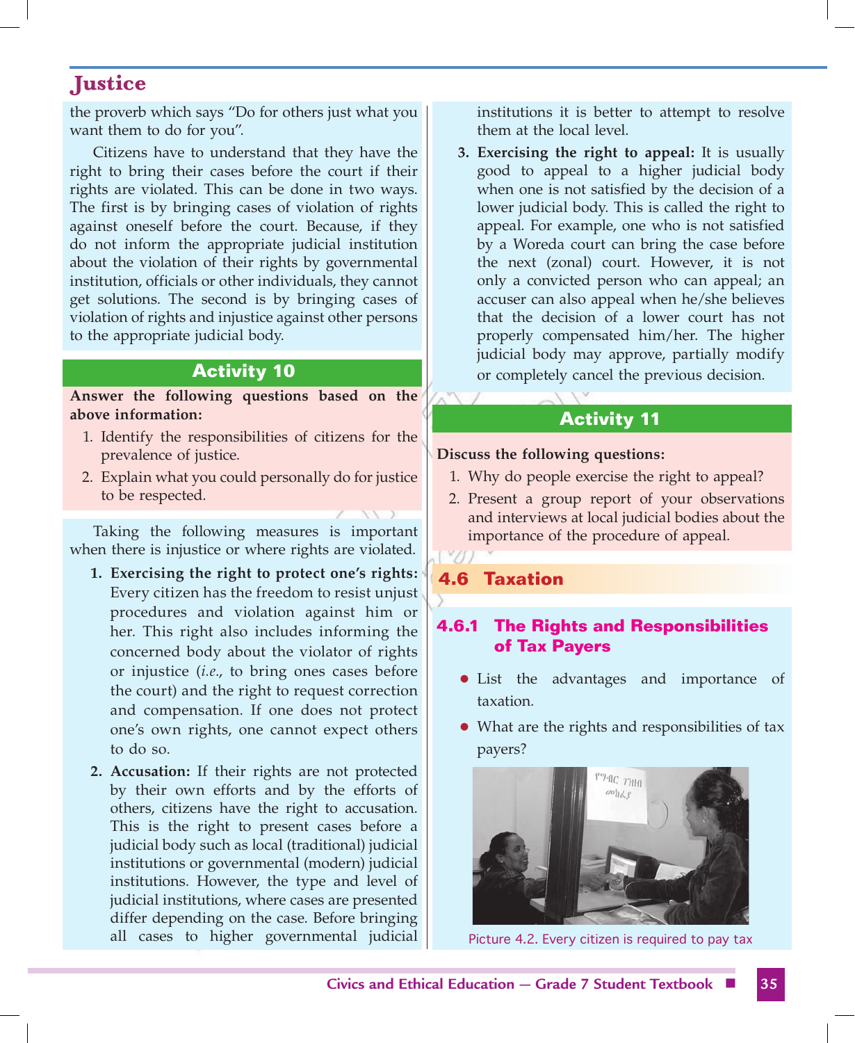the proverb which says "Do for others just what you want them to do for you".

Citizens have to understand that they have the right to bring their cases before the court if their rights are violated. This can be done in two ways. The first is by bringing cases of violation of rights against oneself before the court. Because, if they do not inform the appropriate judicial institution about the violation of their rights by governmental institution, officials or other individuals, they cannot get solutions. The second is by bringing cases of violation of rights and injustice against other persons to the appropriate judicial body.

## Activity 10

**Answer the following questions based on the above information:**

1. Identify the responsibilities of citizens for the prevalence of justice.
2. Explain what you could personally do for justice to be respected.

Taking the following measures is important when there is injustice or where rights are violated.

1. **Exercising the right to protect one's rights:** Every citizen has the freedom to resist unjust procedures and violation against him or her. This right also includes informing the concerned body about the violator of rights or injustice (*i.e.*, to bring ones cases before the court) and the right to request correction and compensation. If one does not protect one's own rights, one cannot expect others to do so.
2. **Accusation:** If their rights are not protected by their own efforts and by the efforts of others, citizens have the right to accusation. This is the right to present cases before a judicial body such as local (traditional) judicial institutions or governmental (modern) judicial institutions. However, the type and level of judicial institutions, where cases are presented differ depending on the case. Before bringing all cases to higher governmental judicial institutions it is better to attempt to resolve them at the local level.
3. **Exercising the right to appeal:** It is usually good to appeal to a higher judicial body when one is not satisfied by the decision of a lower judicial body. This is called the right to appeal. For example, one who is not satisfied by a Woreda court can bring the case before the next (zonal) court. However, it is not only a convicted person who can appeal; an accuser can also appeal when he/she believes that the decision of a lower court has not properly compensated him/her. The higher judicial body may approve, partially modify or completely cancel the previous decision.

## Activity 11

**Discuss the following questions:**

1. Why do people exercise the right to appeal?
2. Present a group report of your observations and interviews at local judicial bodies about the importance of the procedure of appeal.

## 4.6 Taxation

### 4.6.1 The Rights and Responsibilities of Tax Payers

- List the advantages and importance of taxation.
- What are the rights and responsibilities of tax payers?

Picture 4.2. Every citizen is required to pay tax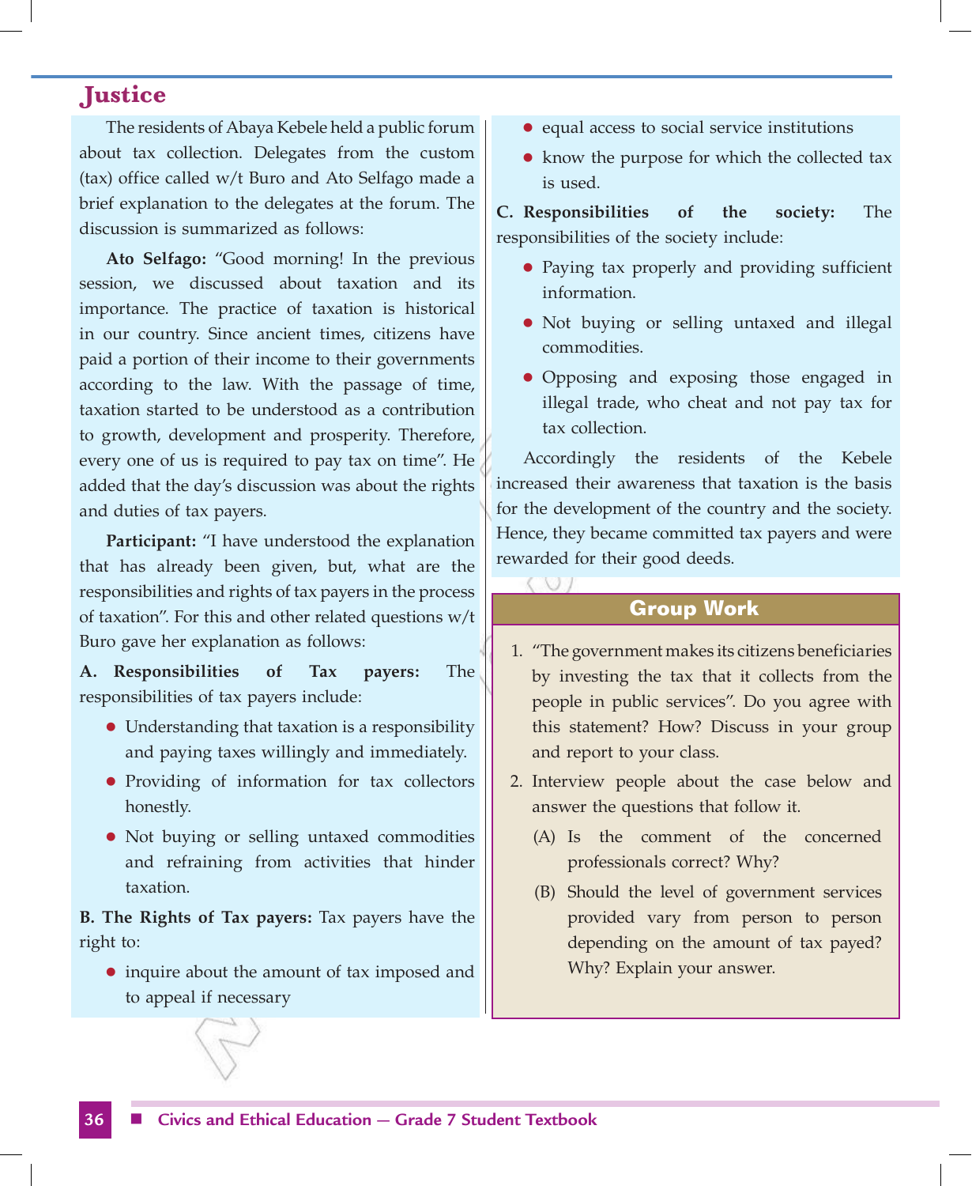## Justice

The residents of Abaya Kebele held a public forum about tax collection. Delegates from the custom (tax) office called w/t Buro and Ato Selfago made a brief explanation to the delegates at the forum. The discussion is summarized as follows:

**Ato Selfago:** "Good morning! In the previous session, we discussed about taxation and its importance. The practice of taxation is historical in our country. Since ancient times, citizens have paid a portion of their income to their governments according to the law. With the passage of time, taxation started to be understood as a contribution to growth, development and prosperity. Therefore, every one of us is required to pay tax on time". He added that the day's discussion was about the rights and duties of tax payers.

**Participant:** "I have understood the explanation that has already been given, but, what are the responsibilities and rights of tax payers in the process of taxation". For this and other related questions w/t Buro gave her explanation as follows:

**A. Responsibilities of Tax payers:** The responsibilities of tax payers include:

- Understanding that taxation is a responsibility and paying taxes willingly and immediately.
- Providing of information for tax collectors honestly.
- Not buying or selling untaxed commodities and refraining from activities that hinder taxation.

**B. The Rights of Tax payers:** Tax payers have the right to:

- inquire about the amount of tax imposed and to appeal if necessary
- equal access to social service institutions
- know the purpose for which the collected tax is used.

**C. Responsibilities of the society:** The responsibilities of the society include:

- Paying tax properly and providing sufficient information.
- Not buying or selling untaxed and illegal commodities.
- Opposing and exposing those engaged in illegal trade, who cheat and not pay tax for tax collection.

Accordingly the residents of the Kebele increased their awareness that taxation is the basis for the development of the country and the society. Hence, they became committed tax payers and were rewarded for their good deeds.

### Group Work

1. "The government makes its citizens beneficiaries by investing the tax that it collects from the people in public services". Do you agree with this statement? How? Discuss in your group and report to your class.
2. Interview people about the case below and answer the questions that follow it.
   (A) Is the comment of the concerned professionals correct? Why?
   (B) Should the level of government services provided vary from person to person depending on the amount of tax payed? Why? Explain your answer.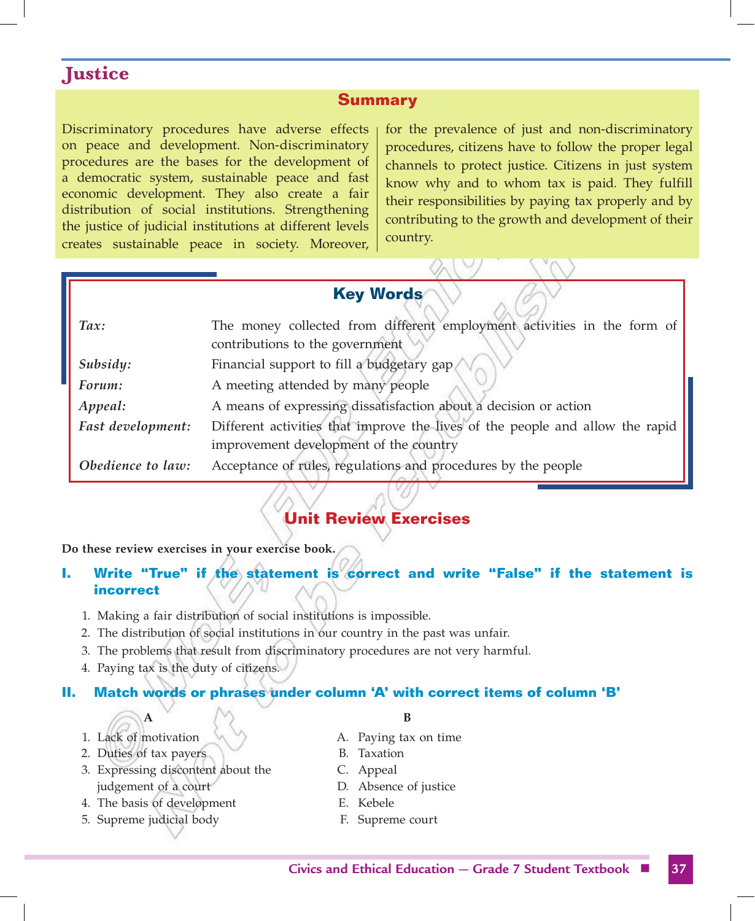# Justice

## Summary

Discriminatory procedures have adverse effects on peace and development. Non-discriminatory procedures are the bases for the development of a democratic system, sustainable peace and fast economic development. They also create a fair distribution of social institutions. Strengthening the justice of judicial institutions at different levels creates sustainable peace in society. Moreover, for the prevalence of just and non-discriminatory procedures, citizens have to follow the proper legal channels to protect justice. Citizens in just system know why and to whom tax is paid. They fulfill their responsibilities by paying tax properly and by contributing to the growth and development of their country.

## Key Words

| | |
|---|---|
| *Tax:* | The money collected from different employment activities in the form of contributions to the government |
| *Subsidy:* | Financial support to fill a budgetary gap |
| *Forum:* | A meeting attended by many people |
| *Appeal:* | A means of expressing dissatisfaction about a decision or action |
| *Fast development:* | Different activities that improve the lives of the people and allow the rapid improvement development of the country |
| *Obedience to law:* | Acceptance of rules, regulations and procedures by the people |

## Unit Review Exercises

**Do these review exercises in your exercise book.**

### I. Write "True" if the statement is correct and write "False" if the statement is incorrect

1. Making a fair distribution of social institutions is impossible.
2. The distribution of social institutions in our country in the past was unfair.
3. The problems that result from discriminatory procedures are not very harmful.
4. Paying tax is the duty of citizens.

### II. Match words or phrases under column 'A' with correct items of column 'B'

| A | B |
|---|---|
| 1. Lack of motivation | A. Paying tax on time |
| 2. Duties of tax payers | B. Taxation |
| 3. Expressing discontent about the judgement of a court | C. Appeal |
| 4. The basis of development | D. Absence of justice |
| 5. Supreme judicial body | E. Kebele |
| | F. Supreme court |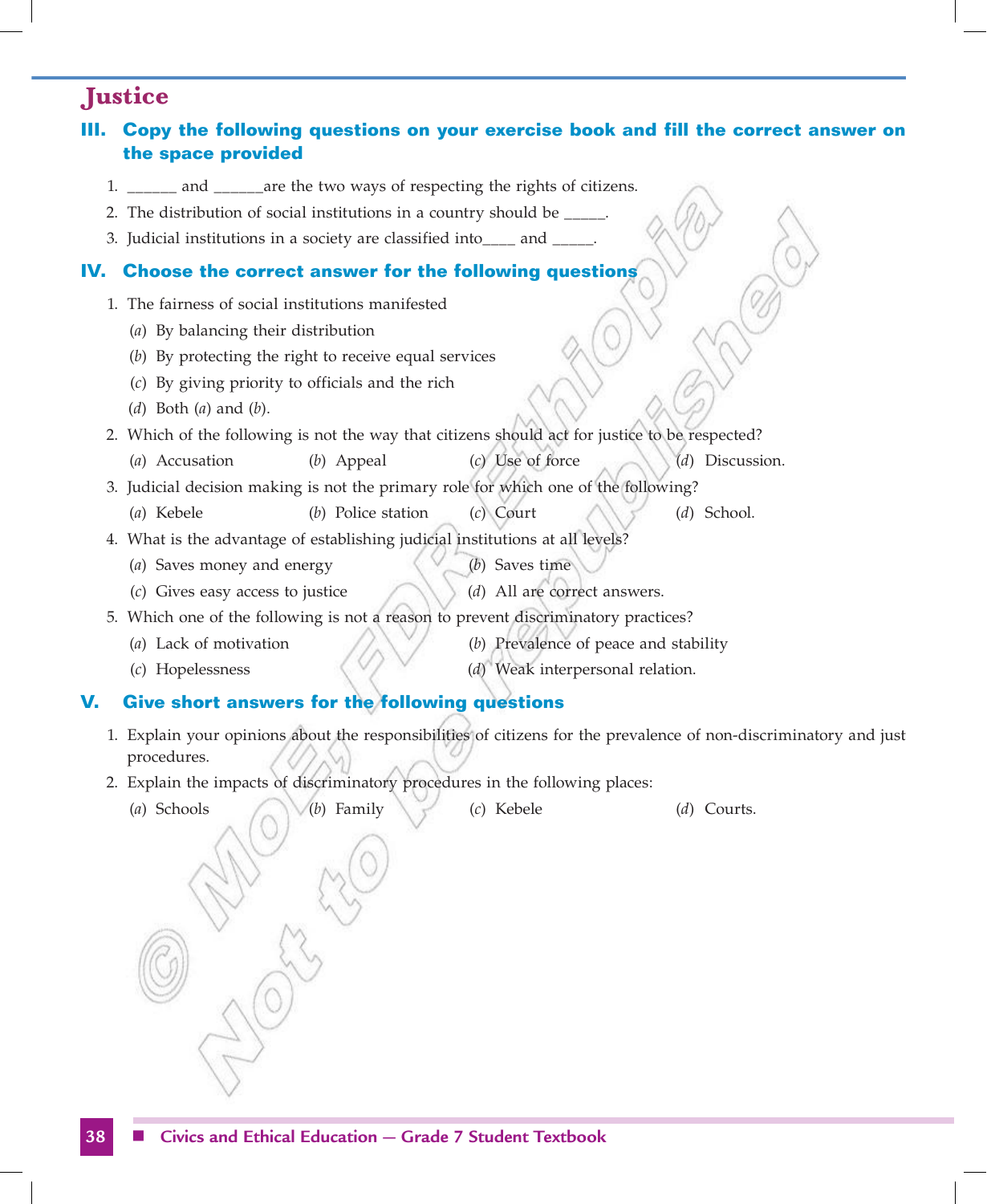# Justice

## III. Copy the following questions on your exercise book and fill the correct answer on the space provided

1. ______ and ______are the two ways of respecting the rights of citizens.
2. The distribution of social institutions in a country should be _____.
3. Judicial institutions in a society are classified into____ and _____.

## IV. Choose the correct answer for the following questions

1. The fairness of social institutions manifested
   (*a*) By balancing their distribution
   (*b*) By protecting the right to receive equal services
   (*c*) By giving priority to officials and the rich
   (*d*) Both (*a*) and (*b*).
2. Which of the following is not the way that citizens should act for justice to be respected?
   (*a*) Accusation (*b*) Appeal (*c*) Use of force (*d*) Discussion.
3. Judicial decision making is not the primary role for which one of the following?
   (*a*) Kebele (*b*) Police station (*c*) Court (*d*) School.
4. What is the advantage of establishing judicial institutions at all levels?
   (*a*) Saves money and energy (*b*) Saves time
   (*c*) Gives easy access to justice (*d*) All are correct answers.
5. Which one of the following is not a reason to prevent discriminatory practices?
   (*a*) Lack of motivation (*b*) Prevalence of peace and stability
   (*c*) Hopelessness (*d*) Weak interpersonal relation.

## V. Give short answers for the following questions

1. Explain your opinions about the responsibilities of citizens for the prevalence of non-discriminatory and just procedures.
2. Explain the impacts of discriminatory procedures in the following places:
   (*a*) Schools (*b*) Family (*c*) Kebele (*d*) Courts.